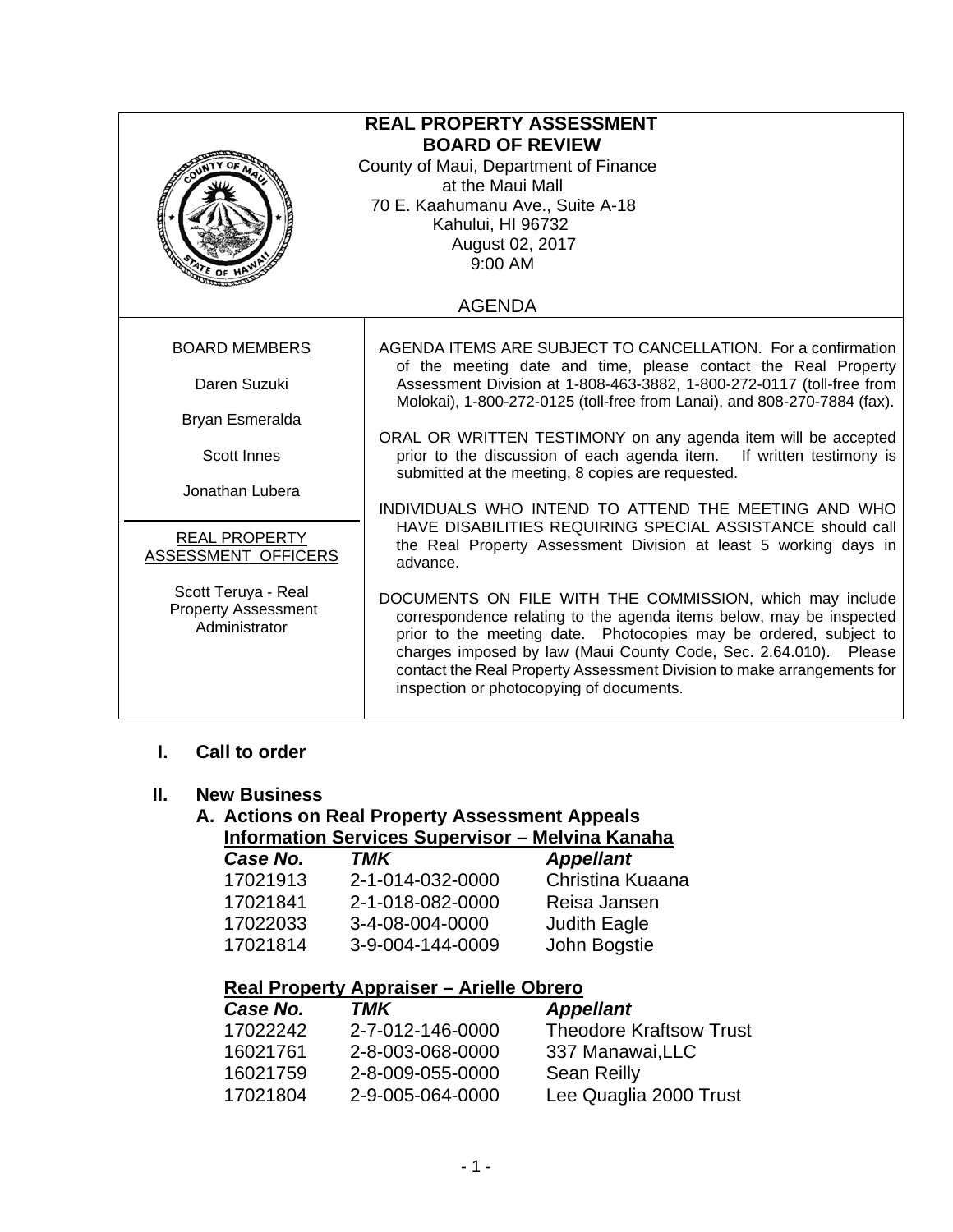# REAL PROPERTY ASSESSMENT BOARD OF REVIEW

County of Maui, Department of Finance
at the Maui Mall
70 E. Kaahumanu Ave., Suite A-18
Kahului, HI 96732
August 02, 2017
9:00 AM

## AGENDA

**BOARD MEMBERS**

Daren Suzuki

Bryan Esmeralda

Scott Innes

Jonathan Lubera

**REAL PROPERTY ASSESSMENT OFFICERS**

Scott Teruya - Real Property Assessment Administrator

AGENDA ITEMS ARE SUBJECT TO CANCELLATION. For a confirmation of the meeting date and time, please contact the Real Property Assessment Division at 1-808-463-3882, 1-800-272-0117 (toll-free from Molokai), 1-800-272-0125 (toll-free from Lanai), and 808-270-7884 (fax).

ORAL OR WRITTEN TESTIMONY on any agenda item will be accepted prior to the discussion of each agenda item. If written testimony is submitted at the meeting, 8 copies are requested.

INDIVIDUALS WHO INTEND TO ATTEND THE MEETING AND WHO HAVE DISABILITIES REQUIRING SPECIAL ASSISTANCE should call the Real Property Assessment Division at least 5 working days in advance.

DOCUMENTS ON FILE WITH THE COMMISSION, which may include correspondence relating to the agenda items below, may be inspected prior to the meeting date. Photocopies may be ordered, subject to charges imposed by law (Maui County Code, Sec. 2.64.010). Please contact the Real Property Assessment Division to make arrangements for inspection or photocopying of documents.

## I. Call to order

## II. New Business

### A. Actions on Real Property Assessment Appeals

**Information Services Supervisor – Melvina Kanaha**

| *Case No.* | *TMK* | *Appellant* |
|---|---|---|
| 17021913 | 2-1-014-032-0000 | Christina Kuaana |
| 17021841 | 2-1-018-082-0000 | Reisa Jansen |
| 17022033 | 3-4-08-004-0000 | Judith Eagle |
| 17021814 | 3-9-004-144-0009 | John Bogstie |

**Real Property Appraiser – Arielle Obrero**

| *Case No.* | *TMK* | *Appellant* |
|---|---|---|
| 17022242 | 2-7-012-146-0000 | Theodore Kraftsow Trust |
| 16021761 | 2-8-003-068-0000 | 337 Manawai,LLC |
| 16021759 | 2-8-009-055-0000 | Sean Reilly |
| 17021804 | 2-9-005-064-0000 | Lee Quaglia 2000 Trust |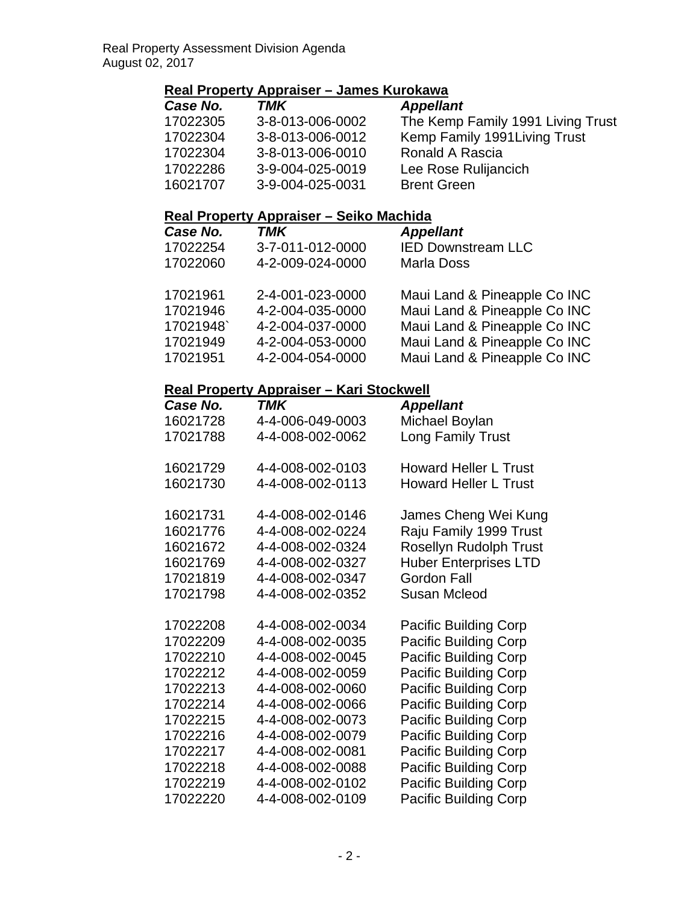## Real Property Appraiser – James Kurokawa

| Case No. | TMK | Appellant |
|---|---|---|
| 17022305 | 3-8-013-006-0002 | The Kemp Family 1991 Living Trust |
| 17022304 | 3-8-013-006-0012 | Kemp Family 1991Living Trust |
| 17022304 | 3-8-013-006-0010 | Ronald A Rascia |
| 17022286 | 3-9-004-025-0019 | Lee Rose Rulijancich |
| 16021707 | 3-9-004-025-0031 | Brent Green |

## Real Property Appraiser – Seiko Machida

| Case No. | TMK | Appellant |
|---|---|---|
| 17022254 | 3-7-011-012-0000 | IED Downstream LLC |
| 17022060 | 4-2-009-024-0000 | Marla Doss |
| | | |
| 17021961 | 2-4-001-023-0000 | Maui Land & Pineapple Co INC |
| 17021946 | 4-2-004-035-0000 | Maui Land & Pineapple Co INC |
| 17021948` | 4-2-004-037-0000 | Maui Land & Pineapple Co INC |
| 17021949 | 4-2-004-053-0000 | Maui Land & Pineapple Co INC |
| 17021951 | 4-2-004-054-0000 | Maui Land & Pineapple Co INC |

## Real Property Appraiser – Kari Stockwell

| Case No. | TMK | Appellant |
|---|---|---|
| 16021728 | 4-4-006-049-0003 | Michael Boylan |
| 17021788 | 4-4-008-002-0062 | Long Family Trust |
| | | |
| 16021729 | 4-4-008-002-0103 | Howard Heller L Trust |
| 16021730 | 4-4-008-002-0113 | Howard Heller L Trust |
| | | |
| 16021731 | 4-4-008-002-0146 | James Cheng Wei Kung |
| 16021776 | 4-4-008-002-0224 | Raju Family 1999 Trust |
| 16021672 | 4-4-008-002-0324 | Rosellyn Rudolph Trust |
| 16021769 | 4-4-008-002-0327 | Huber Enterprises LTD |
| 17021819 | 4-4-008-002-0347 | Gordon Fall |
| 17021798 | 4-4-008-002-0352 | Susan Mcleod |
| | | |
| 17022208 | 4-4-008-002-0034 | Pacific Building Corp |
| 17022209 | 4-4-008-002-0035 | Pacific Building Corp |
| 17022210 | 4-4-008-002-0045 | Pacific Building Corp |
| 17022212 | 4-4-008-002-0059 | Pacific Building Corp |
| 17022213 | 4-4-008-002-0060 | Pacific Building Corp |
| 17022214 | 4-4-008-002-0066 | Pacific Building Corp |
| 17022215 | 4-4-008-002-0073 | Pacific Building Corp |
| 17022216 | 4-4-008-002-0079 | Pacific Building Corp |
| 17022217 | 4-4-008-002-0081 | Pacific Building Corp |
| 17022218 | 4-4-008-002-0088 | Pacific Building Corp |
| 17022219 | 4-4-008-002-0102 | Pacific Building Corp |
| 17022220 | 4-4-008-002-0109 | Pacific Building Corp |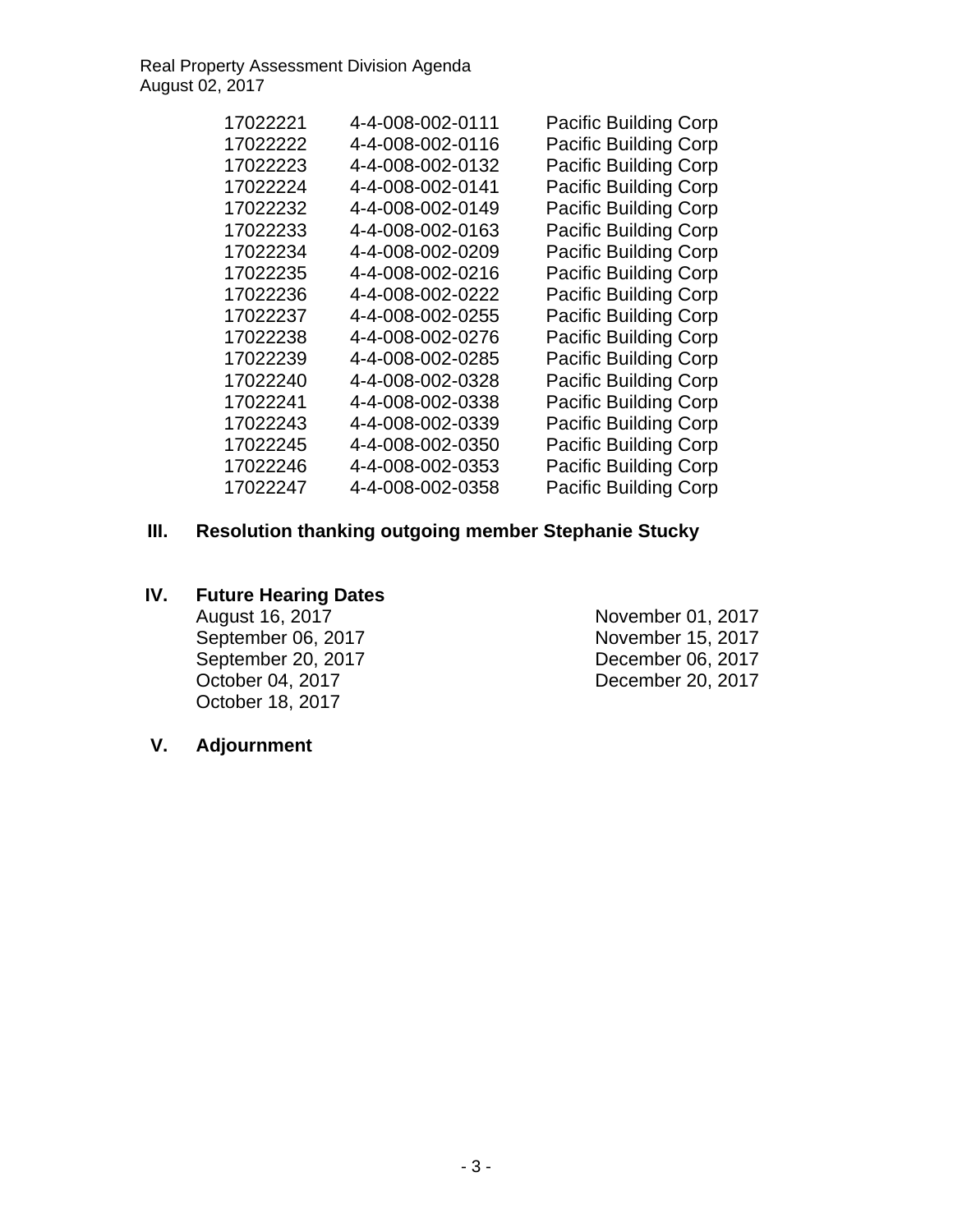| | | |
|---|---|---|
| 17022221 | 4-4-008-002-0111 | Pacific Building Corp |
| 17022222 | 4-4-008-002-0116 | Pacific Building Corp |
| 17022223 | 4-4-008-002-0132 | Pacific Building Corp |
| 17022224 | 4-4-008-002-0141 | Pacific Building Corp |
| 17022232 | 4-4-008-002-0149 | Pacific Building Corp |
| 17022233 | 4-4-008-002-0163 | Pacific Building Corp |
| 17022234 | 4-4-008-002-0209 | Pacific Building Corp |
| 17022235 | 4-4-008-002-0216 | Pacific Building Corp |
| 17022236 | 4-4-008-002-0222 | Pacific Building Corp |
| 17022237 | 4-4-008-002-0255 | Pacific Building Corp |
| 17022238 | 4-4-008-002-0276 | Pacific Building Corp |
| 17022239 | 4-4-008-002-0285 | Pacific Building Corp |
| 17022240 | 4-4-008-002-0328 | Pacific Building Corp |
| 17022241 | 4-4-008-002-0338 | Pacific Building Corp |
| 17022243 | 4-4-008-002-0339 | Pacific Building Corp |
| 17022245 | 4-4-008-002-0350 | Pacific Building Corp |
| 17022246 | 4-4-008-002-0353 | Pacific Building Corp |
| 17022247 | 4-4-008-002-0358 | Pacific Building Corp |

## III. Resolution thanking outgoing member Stephanie Stucky

## IV. Future Hearing Dates

August 16, 2017
September 06, 2017
September 20, 2017
October 04, 2017
October 18, 2017
November 01, 2017
November 15, 2017
December 06, 2017
December 20, 2017

## V. Adjournment